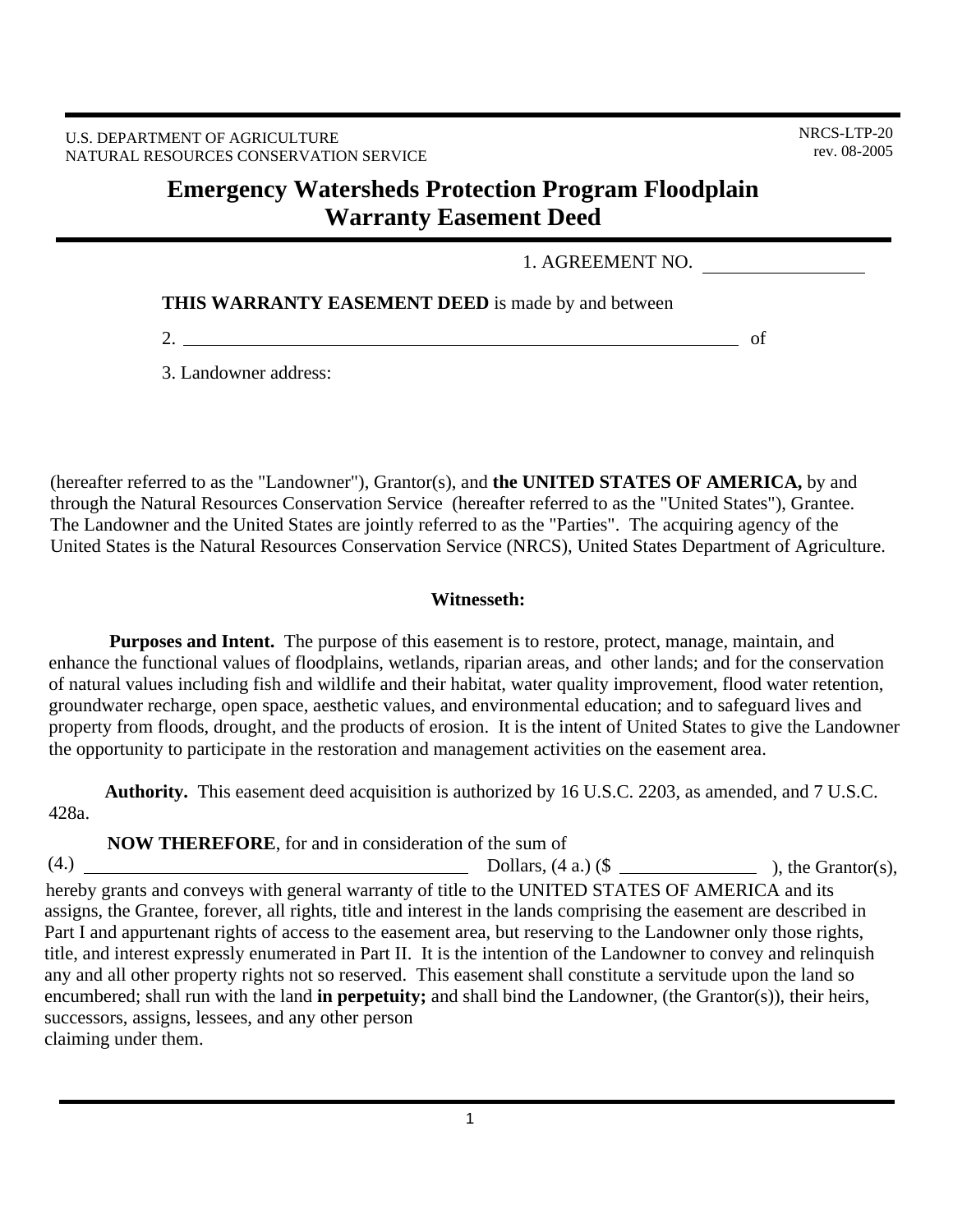U.S. DEPARTMENT OF AGRICULTURE
NATURAL RESOURCES CONSERVATION SERVICE

NRCS-LTP-20
rev. 08-2005

# Emergency Watersheds Protection Program Floodplain Warranty Easement Deed

1. AGREEMENT NO. ________________

**THIS WARRANTY EASEMENT DEED** is made by and between

2. ____________________________________________________________ of

3. Landowner address:

(hereafter referred to as the "Landowner"), Grantor(s), and **the UNITED STATES OF AMERICA,** by and through the Natural Resources Conservation Service (hereafter referred to as the "United States"), Grantee. The Landowner and the United States are jointly referred to as the "Parties". The acquiring agency of the United States is the Natural Resources Conservation Service (NRCS), United States Department of Agriculture.

**Witnesseth:**

**Purposes and Intent.** The purpose of this easement is to restore, protect, manage, maintain, and enhance the functional values of floodplains, wetlands, riparian areas, and other lands; and for the conservation of natural values including fish and wildlife and their habitat, water quality improvement, flood water retention, groundwater recharge, open space, aesthetic values, and environmental education; and to safeguard lives and property from floods, drought, and the products of erosion. It is the intent of United States to give the Landowner the opportunity to participate in the restoration and management activities on the easement area.

**Authority.** This easement deed acquisition is authorized by 16 U.S.C. 2203, as amended, and 7 U.S.C. 428a.

**NOW THEREFORE**, for and in consideration of the sum of
(4.) ________________________________________ Dollars, (4 a.) ($ ______________ ), the Grantor(s), hereby grants and conveys with general warranty of title to the UNITED STATES OF AMERICA and its assigns, the Grantee, forever, all rights, title and interest in the lands comprising the easement are described in Part I and appurtenant rights of access to the easement area, but reserving to the Landowner only those rights, title, and interest expressly enumerated in Part II. It is the intention of the Landowner to convey and relinquish any and all other property rights not so reserved. This easement shall constitute a servitude upon the land so encumbered; shall run with the land **in perpetuity;** and shall bind the Landowner, (the Grantor(s)), their heirs, successors, assigns, lessees, and any other person claiming under them.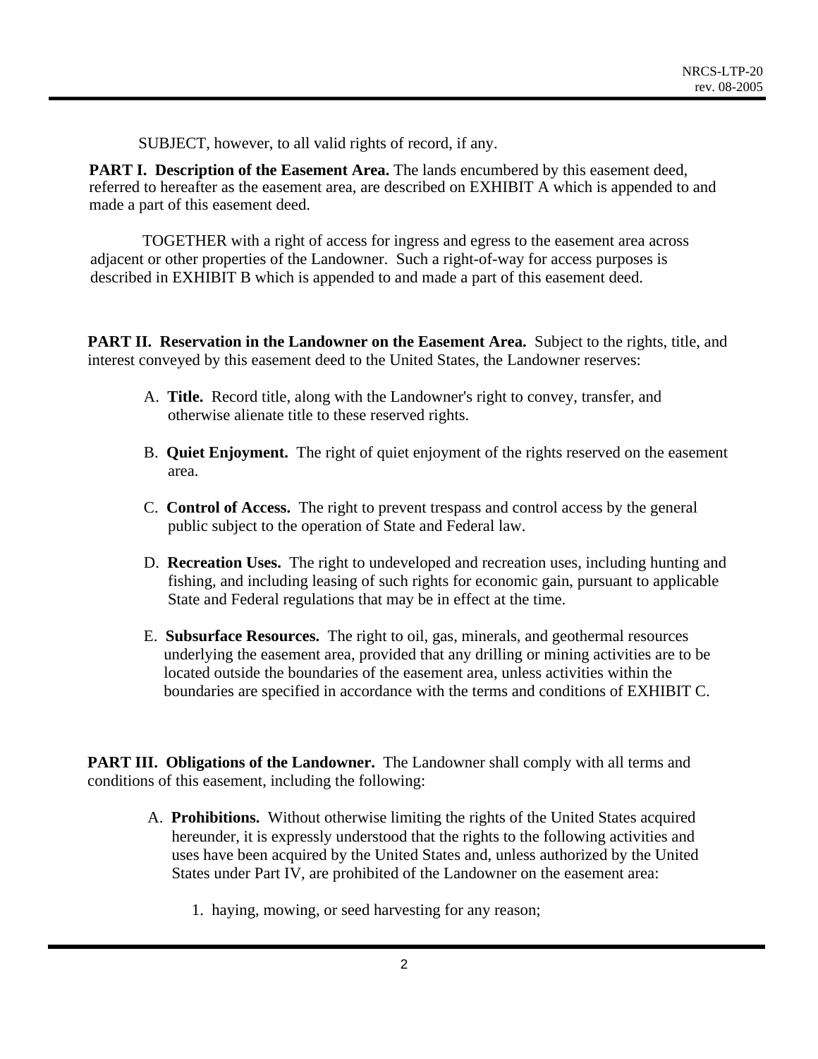SUBJECT, however, to all valid rights of record, if any.

**PART I. Description of the Easement Area.** The lands encumbered by this easement deed, referred to hereafter as the easement area, are described on EXHIBIT A which is appended to and made a part of this easement deed.

TOGETHER with a right of access for ingress and egress to the easement area across adjacent or other properties of the Landowner. Such a right-of-way for access purposes is described in EXHIBIT B which is appended to and made a part of this easement deed.

**PART II. Reservation in the Landowner on the Easement Area.** Subject to the rights, title, and interest conveyed by this easement deed to the United States, the Landowner reserves:

A. **Title.** Record title, along with the Landowner's right to convey, transfer, and otherwise alienate title to these reserved rights.

B. **Quiet Enjoyment.** The right of quiet enjoyment of the rights reserved on the easement area.

C. **Control of Access.** The right to prevent trespass and control access by the general public subject to the operation of State and Federal law.

D. **Recreation Uses.** The right to undeveloped and recreation uses, including hunting and fishing, and including leasing of such rights for economic gain, pursuant to applicable State and Federal regulations that may be in effect at the time.

E. **Subsurface Resources.** The right to oil, gas, minerals, and geothermal resources underlying the easement area, provided that any drilling or mining activities are to be located outside the boundaries of the easement area, unless activities within the boundaries are specified in accordance with the terms and conditions of EXHIBIT C.

**PART III. Obligations of the Landowner.** The Landowner shall comply with all terms and conditions of this easement, including the following:

A. **Prohibitions.** Without otherwise limiting the rights of the United States acquired hereunder, it is expressly understood that the rights to the following activities and uses have been acquired by the United States and, unless authorized by the United States under Part IV, are prohibited of the Landowner on the easement area:

1. haying, mowing, or seed harvesting for any reason;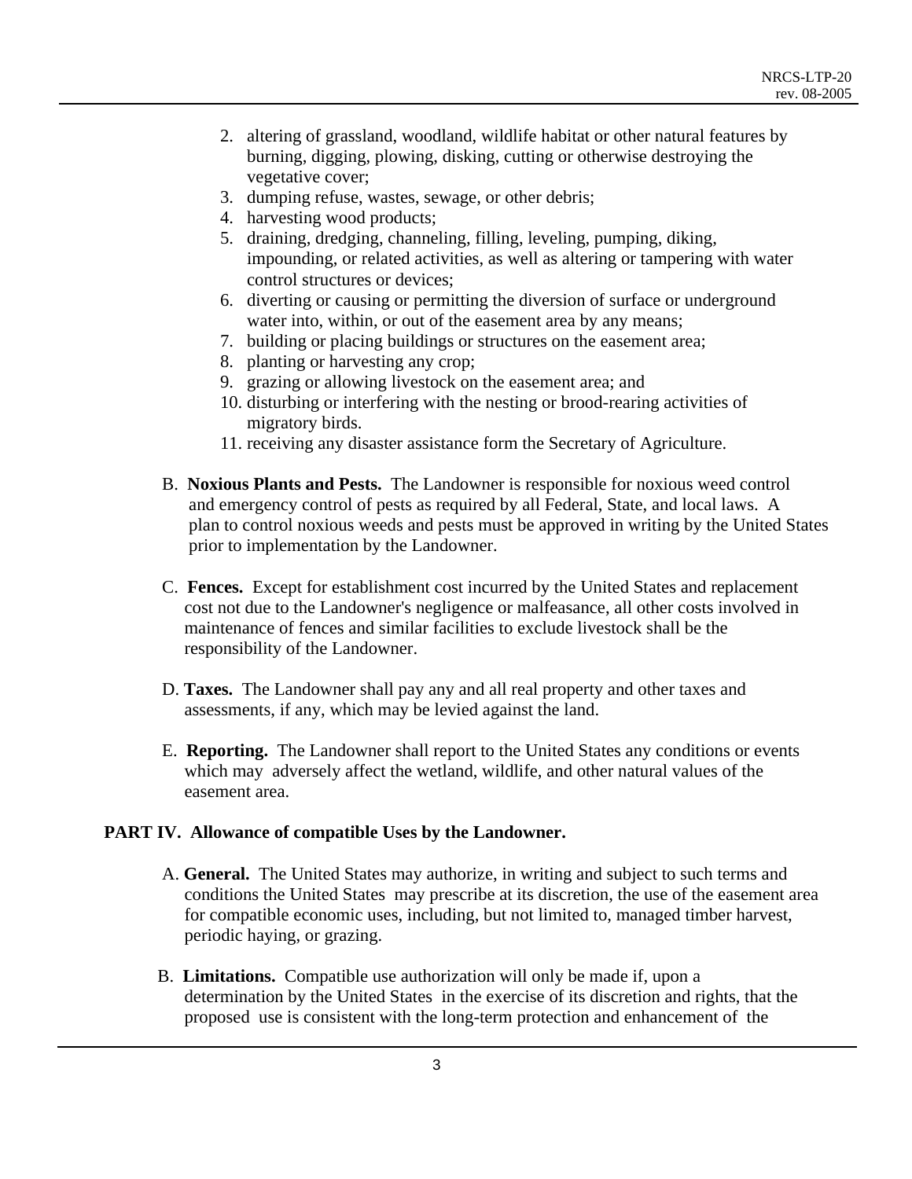2. altering of grassland, woodland, wildlife habitat or other natural features by burning, digging, plowing, disking, cutting or otherwise destroying the vegetative cover;
3. dumping refuse, wastes, sewage, or other debris;
4. harvesting wood products;
5. draining, dredging, channeling, filling, leveling, pumping, diking, impounding, or related activities, as well as altering or tampering with water control structures or devices;
6. diverting or causing or permitting the diversion of surface or underground water into, within, or out of the easement area by any means;
7. building or placing buildings or structures on the easement area;
8. planting or harvesting any crop;
9. grazing or allowing livestock on the easement area; and
10. disturbing or interfering with the nesting or brood-rearing activities of migratory birds.
11. receiving any disaster assistance form the Secretary of Agriculture.

B. **Noxious Plants and Pests.** The Landowner is responsible for noxious weed control and emergency control of pests as required by all Federal, State, and local laws. A plan to control noxious weeds and pests must be approved in writing by the United States prior to implementation by the Landowner.

C. **Fences.** Except for establishment cost incurred by the United States and replacement cost not due to the Landowner's negligence or malfeasance, all other costs involved in maintenance of fences and similar facilities to exclude livestock shall be the responsibility of the Landowner.

D. **Taxes.** The Landowner shall pay any and all real property and other taxes and assessments, if any, which may be levied against the land.

E. **Reporting.** The Landowner shall report to the United States any conditions or events which may adversely affect the wetland, wildlife, and other natural values of the easement area.

## PART IV. Allowance of compatible Uses by the Landowner.

A. **General.** The United States may authorize, in writing and subject to such terms and conditions the United States may prescribe at its discretion, the use of the easement area for compatible economic uses, including, but not limited to, managed timber harvest, periodic haying, or grazing.

B. **Limitations.** Compatible use authorization will only be made if, upon a determination by the United States in the exercise of its discretion and rights, that the proposed use is consistent with the long-term protection and enhancement of the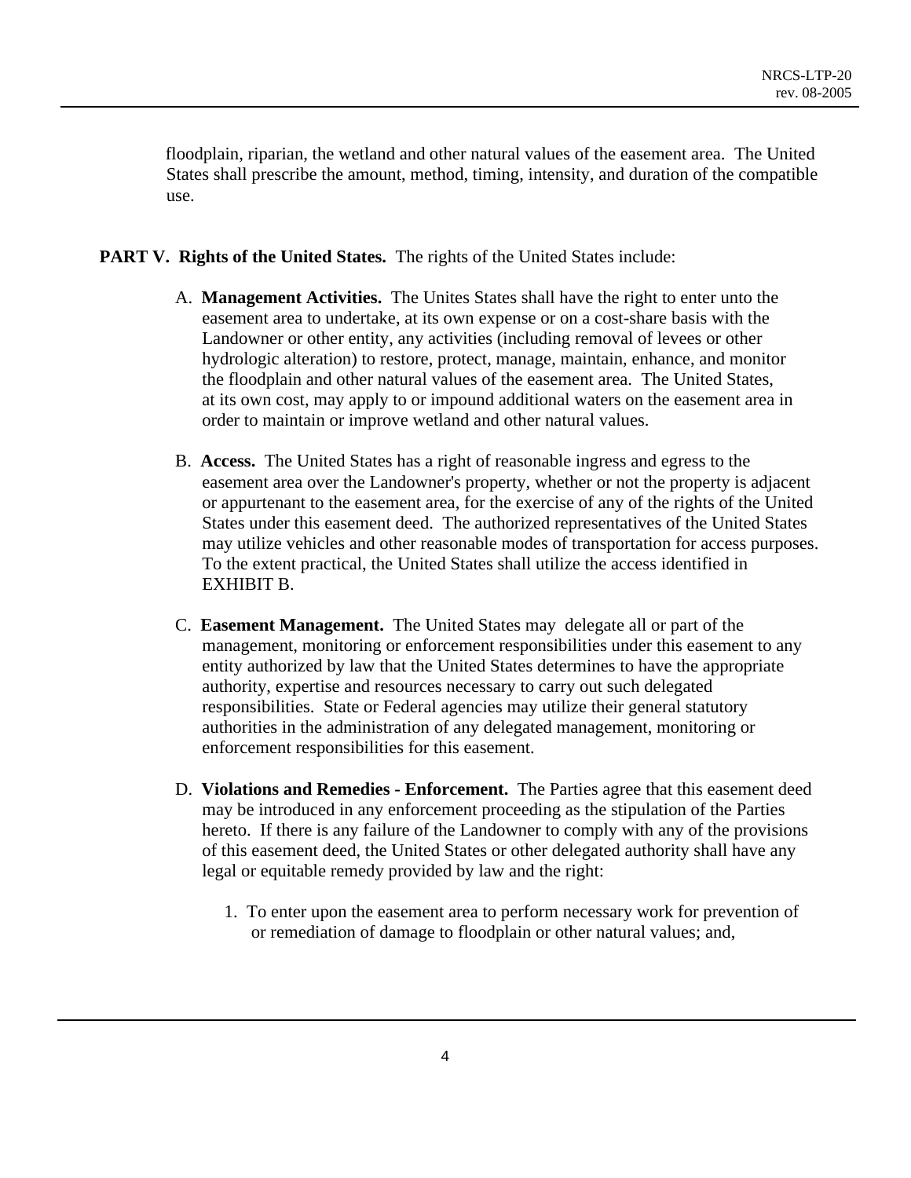floodplain, riparian, the wetland and other natural values of the easement area. The United States shall prescribe the amount, method, timing, intensity, and duration of the compatible use.

**PART V. Rights of the United States.** The rights of the United States include:

A. **Management Activities.** The Unites States shall have the right to enter unto the easement area to undertake, at its own expense or on a cost-share basis with the Landowner or other entity, any activities (including removal of levees or other hydrologic alteration) to restore, protect, manage, maintain, enhance, and monitor the floodplain and other natural values of the easement area. The United States, at its own cost, may apply to or impound additional waters on the easement area in order to maintain or improve wetland and other natural values.

B. **Access.** The United States has a right of reasonable ingress and egress to the easement area over the Landowner's property, whether or not the property is adjacent or appurtenant to the easement area, for the exercise of any of the rights of the United States under this easement deed. The authorized representatives of the United States may utilize vehicles and other reasonable modes of transportation for access purposes. To the extent practical, the United States shall utilize the access identified in EXHIBIT B.

C. **Easement Management.** The United States may delegate all or part of the management, monitoring or enforcement responsibilities under this easement to any entity authorized by law that the United States determines to have the appropriate authority, expertise and resources necessary to carry out such delegated responsibilities. State or Federal agencies may utilize their general statutory authorities in the administration of any delegated management, monitoring or enforcement responsibilities for this easement.

D. **Violations and Remedies - Enforcement.** The Parties agree that this easement deed may be introduced in any enforcement proceeding as the stipulation of the Parties hereto. If there is any failure of the Landowner to comply with any of the provisions of this easement deed, the United States or other delegated authority shall have any legal or equitable remedy provided by law and the right:

1. To enter upon the easement area to perform necessary work for prevention of or remediation of damage to floodplain or other natural values; and,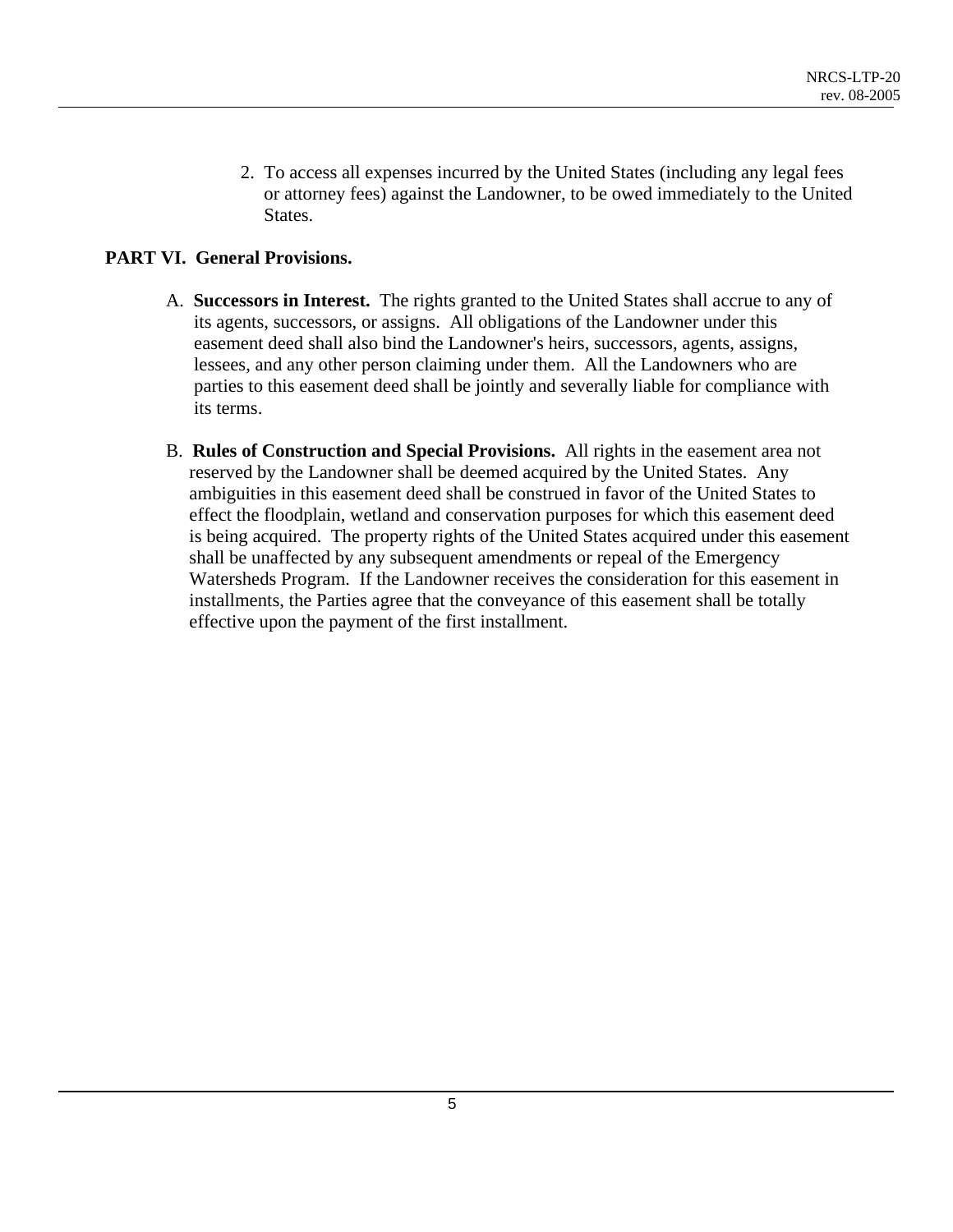2. To access all expenses incurred by the United States (including any legal fees or attorney fees) against the Landowner, to be owed immediately to the United States.

**PART VI. General Provisions.**

A. **Successors in Interest.** The rights granted to the United States shall accrue to any of its agents, successors, or assigns. All obligations of the Landowner under this easement deed shall also bind the Landowner's heirs, successors, agents, assigns, lessees, and any other person claiming under them. All the Landowners who are parties to this easement deed shall be jointly and severally liable for compliance with its terms.

B. **Rules of Construction and Special Provisions.** All rights in the easement area not reserved by the Landowner shall be deemed acquired by the United States. Any ambiguities in this easement deed shall be construed in favor of the United States to effect the floodplain, wetland and conservation purposes for which this easement deed is being acquired. The property rights of the United States acquired under this easement shall be unaffected by any subsequent amendments or repeal of the Emergency Watersheds Program. If the Landowner receives the consideration for this easement in installments, the Parties agree that the conveyance of this easement shall be totally effective upon the payment of the first installment.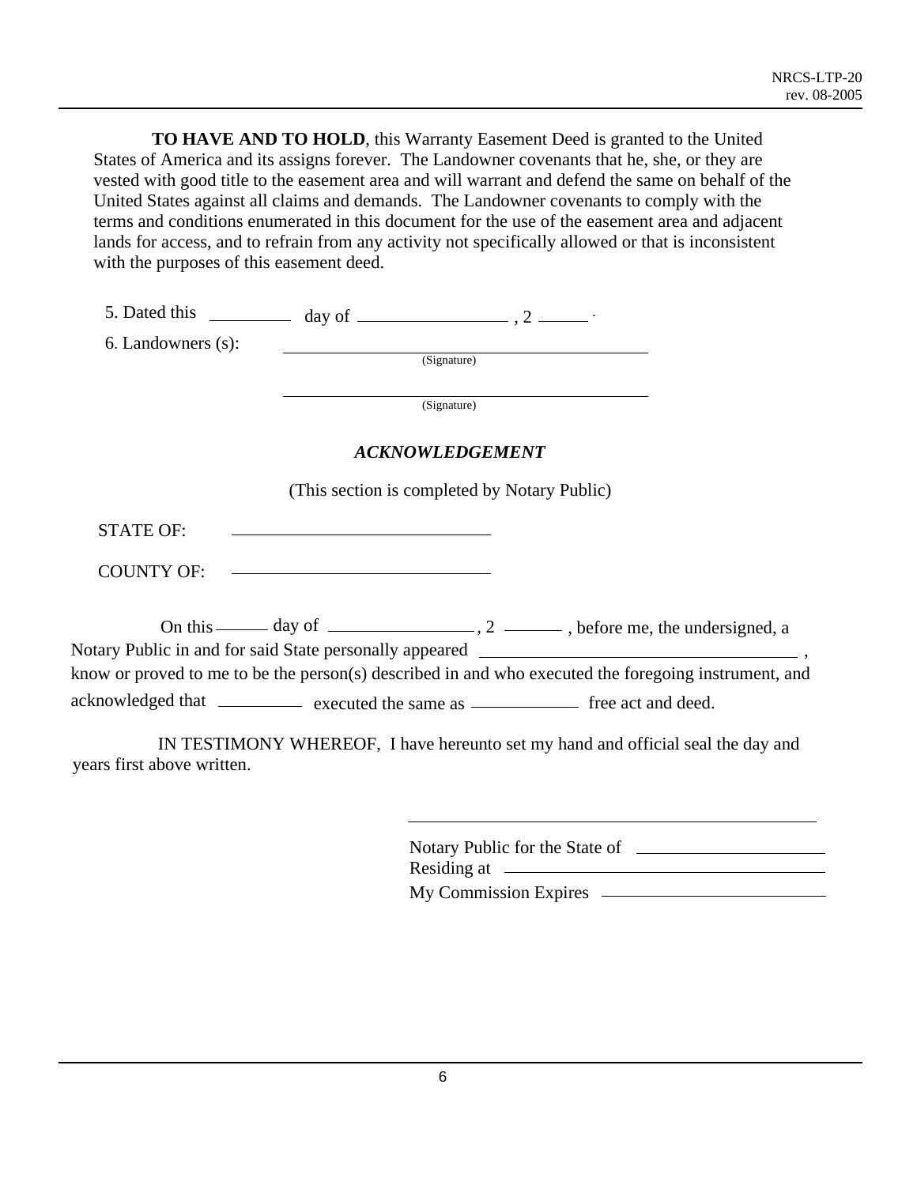**TO HAVE AND TO HOLD**, this Warranty Easement Deed is granted to the United States of America and its assigns forever. The Landowner covenants that he, she, or they are vested with good title to the easement area and will warrant and defend the same on behalf of the United States against all claims and demands. The Landowner covenants to comply with the terms and conditions enumerated in this document for the use of the easement area and adjacent lands for access, and to refrain from any activity not specifically allowed or that is inconsistent with the purposes of this easement deed.

5. Dated this __________ day of __________________ , 2 ______ .

6. Landowners (s): ________________________________________
(Signature)

________________________________________
(Signature)

***ACKNOWLEDGEMENT***

(This section is completed by Notary Public)

STATE OF: ______________________________

COUNTY OF: ______________________________

On this ______ day of ________________ , 2 _______ , before me, the undersigned, a Notary Public in and for said State personally appeared ____________________________________ , know or proved to me to be the person(s) described in and who executed the foregoing instrument, and acknowledged that __________ executed the same as ____________ free act and deed.

IN TESTIMONY WHEREOF, I have hereunto set my hand and official seal the day and years first above written.

______________________________________________

Notary Public for the State of ______________________
Residing at ____________________________________
My Commission Expires __________________________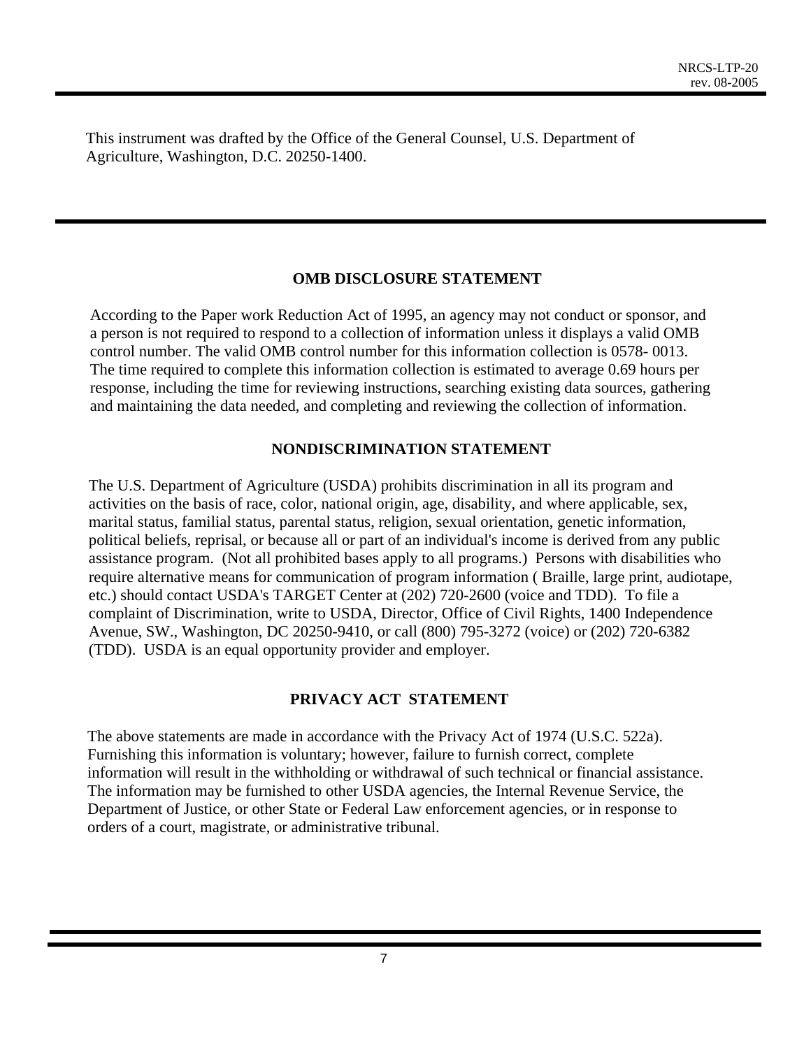This instrument was drafted by the Office of the General Counsel, U.S. Department of Agriculture, Washington, D.C. 20250-1400.

## OMB DISCLOSURE STATEMENT

According to the Paper work Reduction Act of 1995, an agency may not conduct or sponsor, and a person is not required to respond to a collection of information unless it displays a valid OMB control number. The valid OMB control number for this information collection is 0578- 0013. The time required to complete this information collection is estimated to average 0.69 hours per response, including the time for reviewing instructions, searching existing data sources, gathering and maintaining the data needed, and completing and reviewing the collection of information.

## NONDISCRIMINATION STATEMENT

The U.S. Department of Agriculture (USDA) prohibits discrimination in all its program and activities on the basis of race, color, national origin, age, disability, and where applicable, sex, marital status, familial status, parental status, religion, sexual orientation, genetic information, political beliefs, reprisal, or because all or part of an individual's income is derived from any public assistance program. (Not all prohibited bases apply to all programs.) Persons with disabilities who require alternative means for communication of program information ( Braille, large print, audiotape, etc.) should contact USDA's TARGET Center at (202) 720-2600 (voice and TDD). To file a complaint of Discrimination, write to USDA, Director, Office of Civil Rights, 1400 Independence Avenue, SW., Washington, DC 20250-9410, or call (800) 795-3272 (voice) or (202) 720-6382 (TDD). USDA is an equal opportunity provider and employer.

## PRIVACY ACT STATEMENT

The above statements are made in accordance with the Privacy Act of 1974 (U.S.C. 522a). Furnishing this information is voluntary; however, failure to furnish correct, complete information will result in the withholding or withdrawal of such technical or financial assistance. The information may be furnished to other USDA agencies, the Internal Revenue Service, the Department of Justice, or other State or Federal Law enforcement agencies, or in response to orders of a court, magistrate, or administrative tribunal.